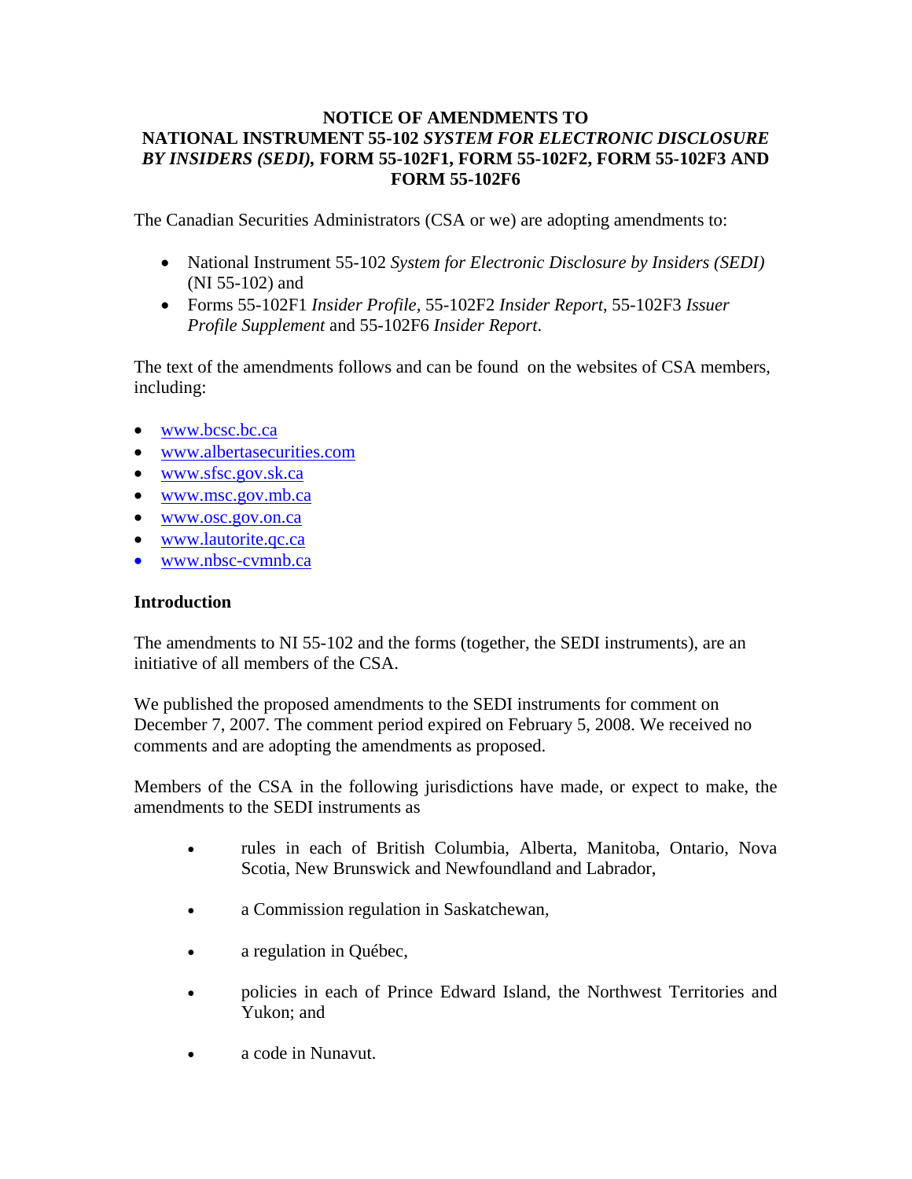# NOTICE OF AMENDMENTS TO NATIONAL INSTRUMENT 55-102 *SYSTEM FOR ELECTRONIC DISCLOSURE BY INSIDERS (SEDI)*, FORM 55-102F1, FORM 55-102F2, FORM 55-102F3 AND FORM 55-102F6

The Canadian Securities Administrators (CSA or we) are adopting amendments to:

- National Instrument 55-102 *System for Electronic Disclosure by Insiders (SEDI)* (NI 55-102) and
- Forms 55-102F1 *Insider Profile*, 55-102F2 *Insider Report*, 55-102F3 *Issuer Profile Supplement* and 55-102F6 *Insider Report*.

The text of the amendments follows and can be found on the websites of CSA members, including:

- www.bcsc.bc.ca
- www.albertasecurities.com
- www.sfsc.gov.sk.ca
- www.msc.gov.mb.ca
- www.osc.gov.on.ca
- www.lautorite.qc.ca
- www.nbsc-cvmnb.ca

## Introduction

The amendments to NI 55-102 and the forms (together, the SEDI instruments), are an initiative of all members of the CSA.

We published the proposed amendments to the SEDI instruments for comment on December 7, 2007. The comment period expired on February 5, 2008. We received no comments and are adopting the amendments as proposed.

Members of the CSA in the following jurisdictions have made, or expect to make, the amendments to the SEDI instruments as

- rules in each of British Columbia, Alberta, Manitoba, Ontario, Nova Scotia, New Brunswick and Newfoundland and Labrador,
- a Commission regulation in Saskatchewan,
- a regulation in Québec,
- policies in each of Prince Edward Island, the Northwest Territories and Yukon; and
- a code in Nunavut.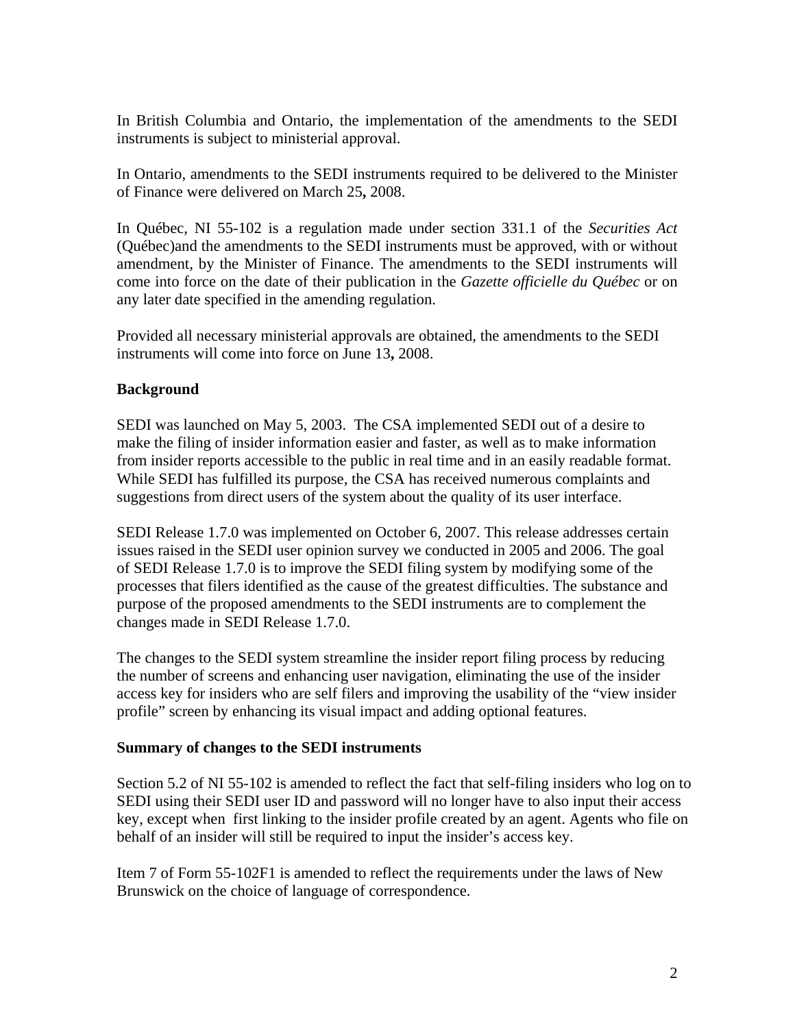In British Columbia and Ontario, the implementation of the amendments to the SEDI instruments is subject to ministerial approval.

In Ontario, amendments to the SEDI instruments required to be delivered to the Minister of Finance were delivered on March 25**,** 2008.

In Québec, NI 55-102 is a regulation made under section 331.1 of the *Securities Act* (Québec)and the amendments to the SEDI instruments must be approved, with or without amendment, by the Minister of Finance. The amendments to the SEDI instruments will come into force on the date of their publication in the *Gazette officielle du Québec* or on any later date specified in the amending regulation.

Provided all necessary ministerial approvals are obtained, the amendments to the SEDI instruments will come into force on June 13**,** 2008.

**Background**

SEDI was launched on May 5, 2003. The CSA implemented SEDI out of a desire to make the filing of insider information easier and faster, as well as to make information from insider reports accessible to the public in real time and in an easily readable format. While SEDI has fulfilled its purpose, the CSA has received numerous complaints and suggestions from direct users of the system about the quality of its user interface.

SEDI Release 1.7.0 was implemented on October 6, 2007. This release addresses certain issues raised in the SEDI user opinion survey we conducted in 2005 and 2006. The goal of SEDI Release 1.7.0 is to improve the SEDI filing system by modifying some of the processes that filers identified as the cause of the greatest difficulties. The substance and purpose of the proposed amendments to the SEDI instruments are to complement the changes made in SEDI Release 1.7.0.

The changes to the SEDI system streamline the insider report filing process by reducing the number of screens and enhancing user navigation, eliminating the use of the insider access key for insiders who are self filers and improving the usability of the "view insider profile" screen by enhancing its visual impact and adding optional features.

**Summary of changes to the SEDI instruments**

Section 5.2 of NI 55-102 is amended to reflect the fact that self-filing insiders who log on to SEDI using their SEDI user ID and password will no longer have to also input their access key, except when first linking to the insider profile created by an agent. Agents who file on behalf of an insider will still be required to input the insider's access key.

Item 7 of Form 55-102F1 is amended to reflect the requirements under the laws of New Brunswick on the choice of language of correspondence.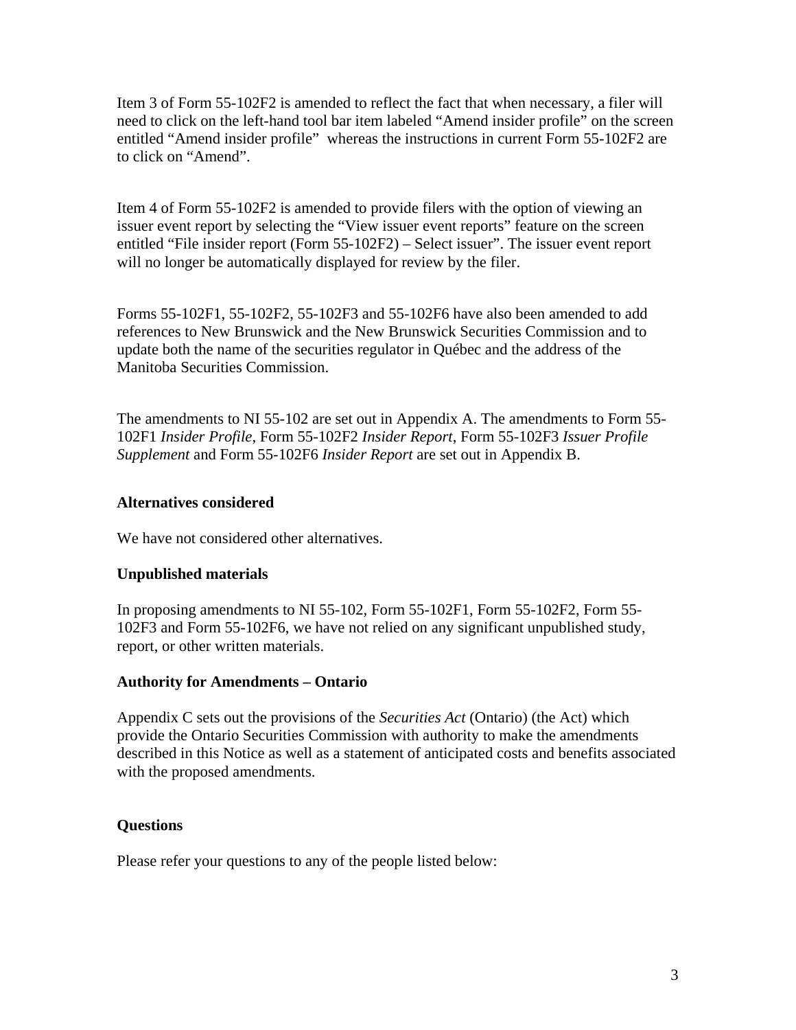Item 3 of Form 55-102F2 is amended to reflect the fact that when necessary, a filer will need to click on the left-hand tool bar item labeled "Amend insider profile" on the screen entitled "Amend insider profile" whereas the instructions in current Form 55-102F2 are to click on "Amend".

Item 4 of Form 55-102F2 is amended to provide filers with the option of viewing an issuer event report by selecting the "View issuer event reports" feature on the screen entitled "File insider report (Form 55-102F2) – Select issuer". The issuer event report will no longer be automatically displayed for review by the filer.

Forms 55-102F1, 55-102F2, 55-102F3 and 55-102F6 have also been amended to add references to New Brunswick and the New Brunswick Securities Commission and to update both the name of the securities regulator in Québec and the address of the Manitoba Securities Commission.

The amendments to NI 55-102 are set out in Appendix A. The amendments to Form 55-102F1 *Insider Profile*, Form 55-102F2 *Insider Report*, Form 55-102F3 *Issuer Profile Supplement* and Form 55-102F6 *Insider Report* are set out in Appendix B.

**Alternatives considered**

We have not considered other alternatives.

**Unpublished materials**

In proposing amendments to NI 55-102, Form 55-102F1, Form 55-102F2, Form 55-102F3 and Form 55-102F6, we have not relied on any significant unpublished study, report, or other written materials.

**Authority for Amendments – Ontario**

Appendix C sets out the provisions of the *Securities Act* (Ontario) (the Act) which provide the Ontario Securities Commission with authority to make the amendments described in this Notice as well as a statement of anticipated costs and benefits associated with the proposed amendments.

**Questions**

Please refer your questions to any of the people listed below: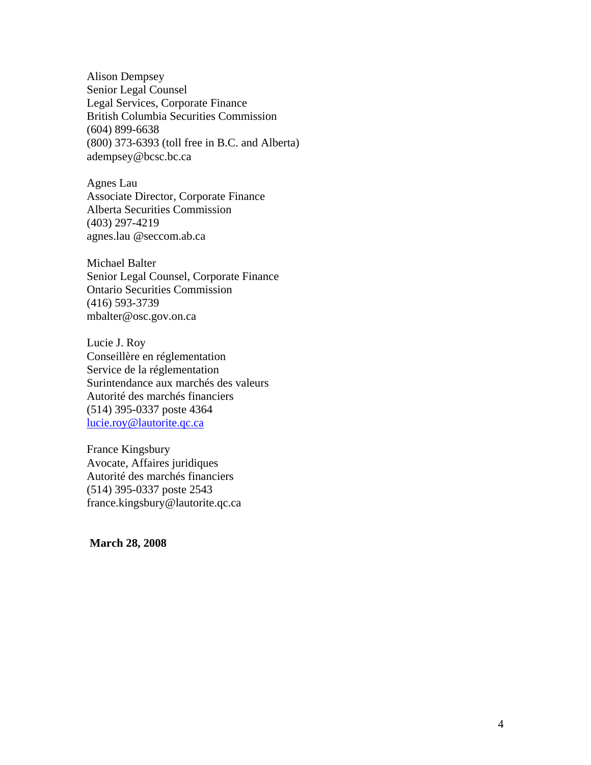Alison Dempsey
Senior Legal Counsel
Legal Services, Corporate Finance
British Columbia Securities Commission
(604) 899-6638
(800) 373-6393 (toll free in B.C. and Alberta)
adempsey@bcsc.bc.ca

Agnes Lau
Associate Director, Corporate Finance
Alberta Securities Commission
(403) 297-4219
agnes.lau @seccom.ab.ca

Michael Balter
Senior Legal Counsel, Corporate Finance
Ontario Securities Commission
(416) 593-3739
mbalter@osc.gov.on.ca

Lucie J. Roy
Conseillère en réglementation
Service de la réglementation
Surintendance aux marchés des valeurs
Autorité des marchés financiers
(514) 395-0337 poste 4364
lucie.roy@lautorite.qc.ca

France Kingsbury
Avocate, Affaires juridiques
Autorité des marchés financiers
(514) 395-0337 poste 2543
france.kingsbury@lautorite.qc.ca

**March 28, 2008**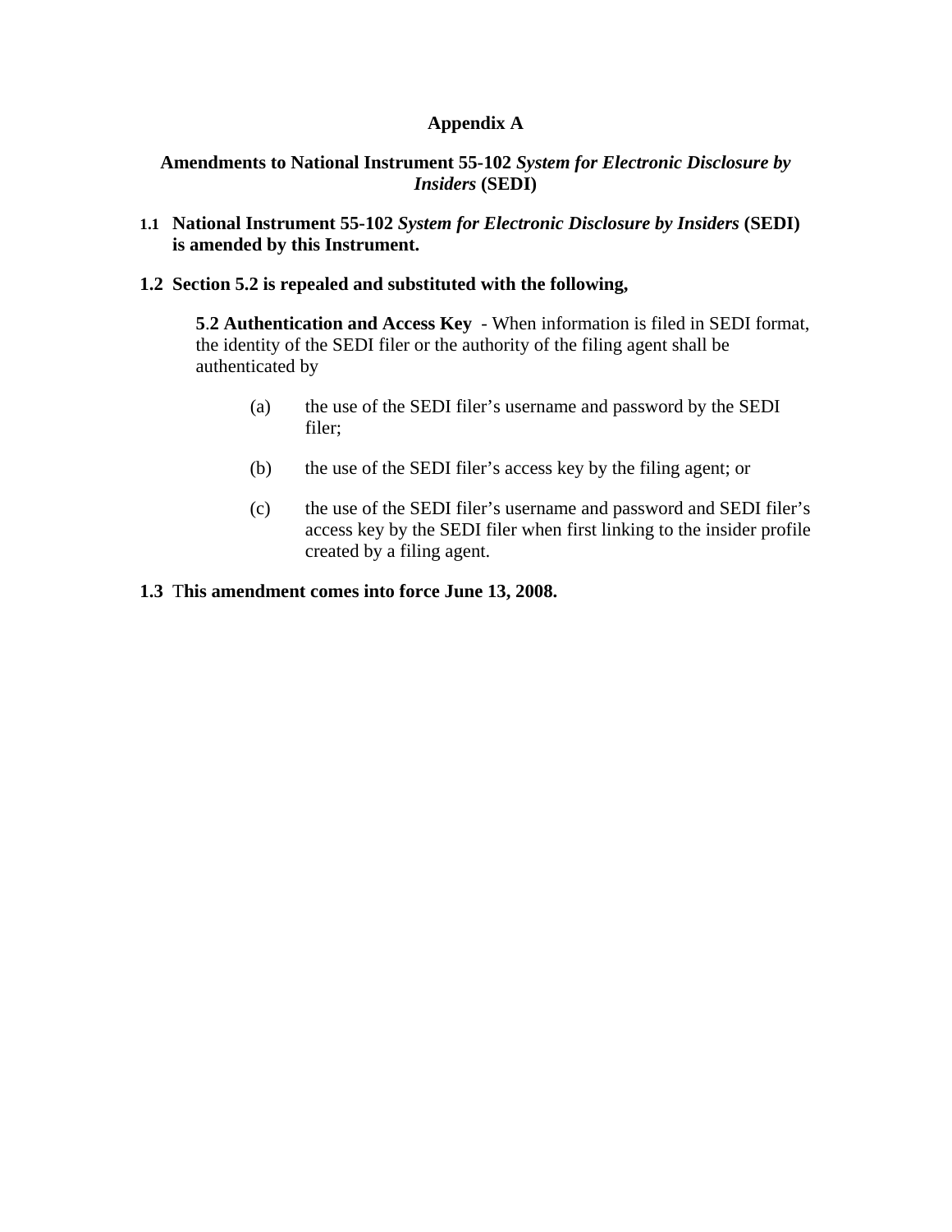# Appendix A

## Amendments to National Instrument 55-102 *System for Electronic Disclosure by Insiders* (SEDI)

**1.1 National Instrument 55-102 *System for Electronic Disclosure by Insiders* (SEDI) is amended by this Instrument.**

**1.2 Section 5.2 is repealed and substituted with the following,**

> **5.2 Authentication and Access Key** - When information is filed in SEDI format, the identity of the SEDI filer or the authority of the filing agent shall be authenticated by
>
> (a) the use of the SEDI filer's username and password by the SEDI filer;
>
> (b) the use of the SEDI filer's access key by the filing agent; or
>
> (c) the use of the SEDI filer's username and password and SEDI filer's access key by the SEDI filer when first linking to the insider profile created by a filing agent.

**1.3 This amendment comes into force June 13, 2008.**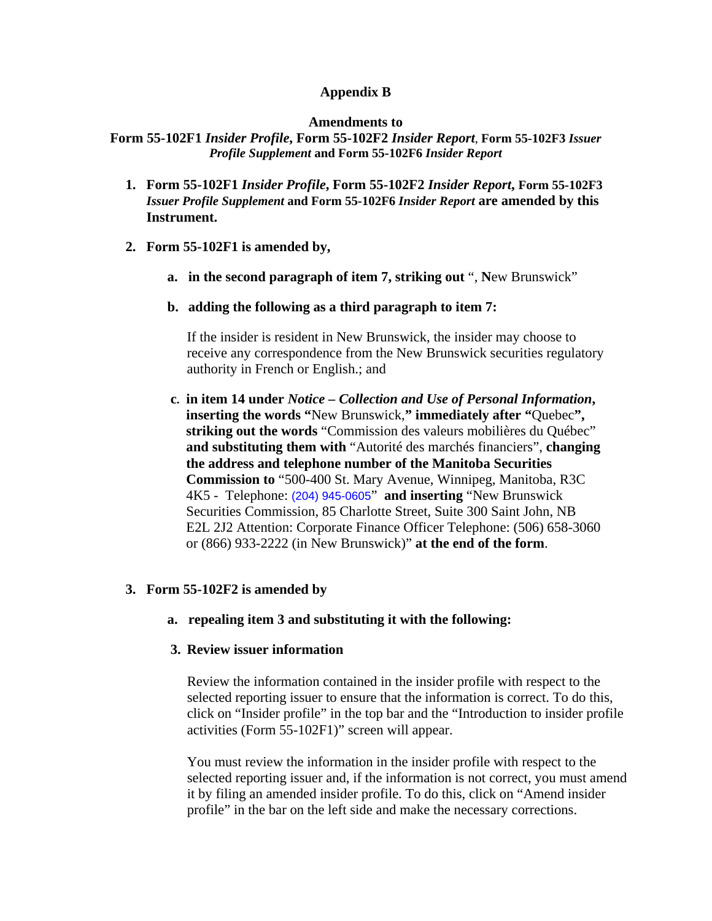**Appendix B**

**Amendments to**
**Form 55-102F1 *Insider Profile*, Form 55-102F2 *Insider Report*, Form 55-102F3 *Issuer Profile Supplement* and Form 55-102F6 *Insider Report***

1. **Form 55-102F1 *Insider Profile*, Form 55-102F2 *Insider Report*, Form 55-102F3 *Issuer Profile Supplement* and Form 55-102F6 *Insider Report* are amended by this Instrument.**

2. **Form 55-102F1 is amended by,**

   a. **in the second paragraph of item 7, striking out** ", New Brunswick"

   b. **adding the following as a third paragraph to item 7:**

      If the insider is resident in New Brunswick, the insider may choose to receive any correspondence from the New Brunswick securities regulatory authority in French or English.; and

   c. **in item 14 under *Notice – Collection and Use of Personal Information*, inserting the words "**New Brunswick,**" immediately after "**Quebec**", striking out the words** "Commission des valeurs mobilières du Québec" **and substituting them with** "Autorité des marchés financiers", **changing the address and telephone number of the Manitoba Securities Commission to** "500-400 St. Mary Avenue, Winnipeg, Manitoba, R3C 4K5 - Telephone: (204) 945-0605" **and inserting** "New Brunswick Securities Commission, 85 Charlotte Street, Suite 300 Saint John, NB E2L 2J2 Attention: Corporate Finance Officer Telephone: (506) 658-3060 or (866) 933-2222 (in New Brunswick)" **at the end of the form**.

3. **Form 55-102F2 is amended by**

   a. **repealing item 3 and substituting it with the following:**

   **3. Review issuer information**

   Review the information contained in the insider profile with respect to the selected reporting issuer to ensure that the information is correct. To do this, click on "Insider profile" in the top bar and the "Introduction to insider profile activities (Form 55-102F1)" screen will appear.

   You must review the information in the insider profile with respect to the selected reporting issuer and, if the information is not correct, you must amend it by filing an amended insider profile. To do this, click on "Amend insider profile" in the bar on the left side and make the necessary corrections.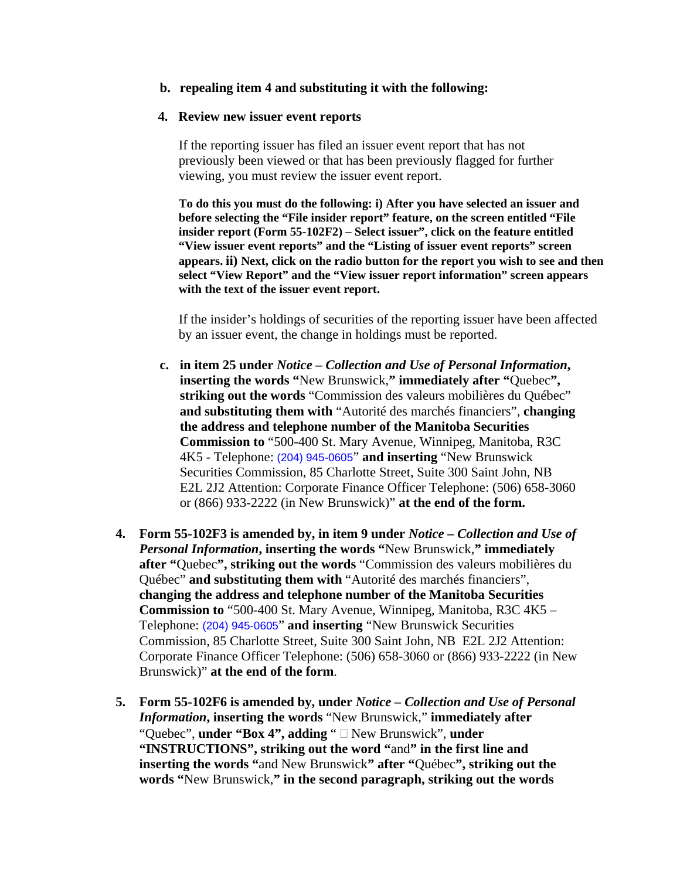b. **repealing item 4 and substituting it with the following:**

4. **Review new issuer event reports**

   If the reporting issuer has filed an issuer event report that has not previously been viewed or that has been previously flagged for further viewing, you must review the issuer event report.

   **To do this you must do the following: i) After you have selected an issuer and before selecting the "File insider report" feature, on the screen entitled "File insider report (Form 55-102F2) – Select issuer", click on the feature entitled "View issuer event reports" and the "Listing of issuer event reports" screen appears. ii) Next, click on the radio button for the report you wish to see and then select "View Report" and the "View issuer report information" screen appears with the text of the issuer event report.**

   If the insider's holdings of securities of the reporting issuer have been affected by an issuer event, the change in holdings must be reported.

c. **in item 25 under *Notice – Collection and Use of Personal Information*, inserting the words "**New Brunswick,**" immediately after "**Quebec**", striking out the words** "Commission des valeurs mobilières du Québec" **and substituting them with** "Autorité des marchés financiers", **changing the address and telephone number of the Manitoba Securities Commission to** "500-400 St. Mary Avenue, Winnipeg, Manitoba, R3C 4K5 - Telephone: (204) 945-0605" **and inserting** "New Brunswick Securities Commission, 85 Charlotte Street, Suite 300 Saint John, NB E2L 2J2 Attention: Corporate Finance Officer Telephone: (506) 658-3060 or (866) 933-2222 (in New Brunswick)" **at the end of the form.**

4. **Form 55-102F3 is amended by, in item 9 under *Notice – Collection and Use of Personal Information*, inserting the words "**New Brunswick,**" immediately after "**Quebec**", striking out the words** "Commission des valeurs mobilières du Québec" **and substituting them with** "Autorité des marchés financiers", **changing the address and telephone number of the Manitoba Securities Commission to** "500-400 St. Mary Avenue, Winnipeg, Manitoba, R3C 4K5 – Telephone: (204) 945-0605" **and inserting** "New Brunswick Securities Commission, 85 Charlotte Street, Suite 300 Saint John, NB E2L 2J2 Attention: Corporate Finance Officer Telephone: (506) 658-3060 or (866) 933-2222 (in New Brunswick)" **at the end of the form**.

5. **Form 55-102F6 is amended by, under *Notice – Collection and Use of Personal Information*, inserting the words** "New Brunswick," **immediately after** "Quebec", **under "Box 4", adding** " □ New Brunswick", **under "INSTRUCTIONS", striking out the word "**and**" in the first line and inserting the words "**and New Brunswick**" after "**Québec**", striking out the words "**New Brunswick,**" in the second paragraph, striking out the words**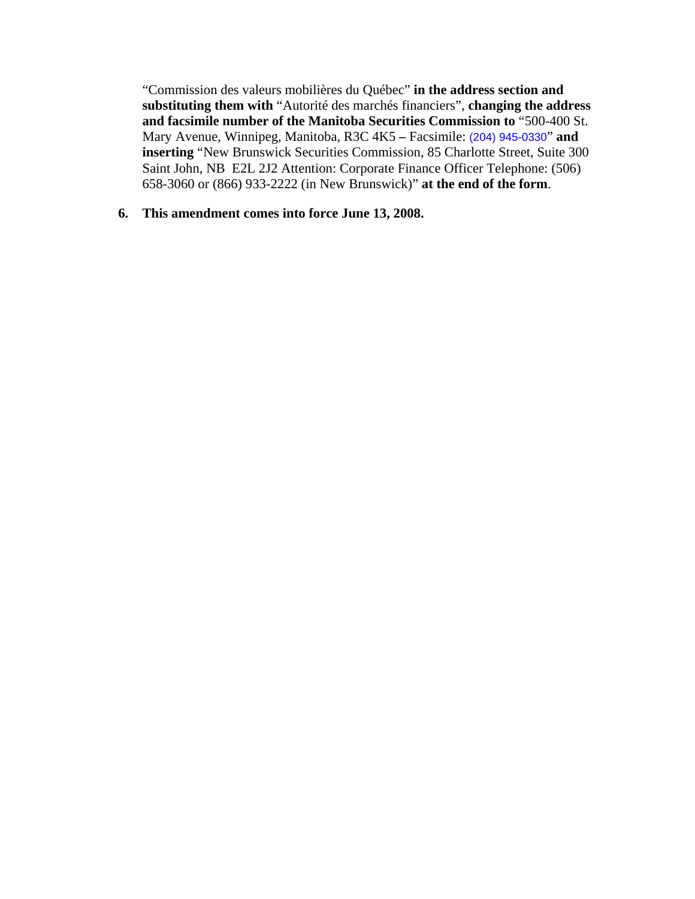“Commission des valeurs mobilières du Québec” **in the address section and substituting them with** “Autorité des marchés financiers”, **changing the address and facsimile number of the Manitoba Securities Commission to** “500-400 St. Mary Avenue, Winnipeg, Manitoba, R3C 4K5 **–** Facsimile: (204) 945-0330” **and inserting** “New Brunswick Securities Commission, 85 Charlotte Street, Suite 300 Saint John, NB E2L 2J2 Attention: Corporate Finance Officer Telephone: (506) 658-3060 or (866) 933-2222 (in New Brunswick)” **at the end of the form**.

**6. This amendment comes into force June 13, 2008.**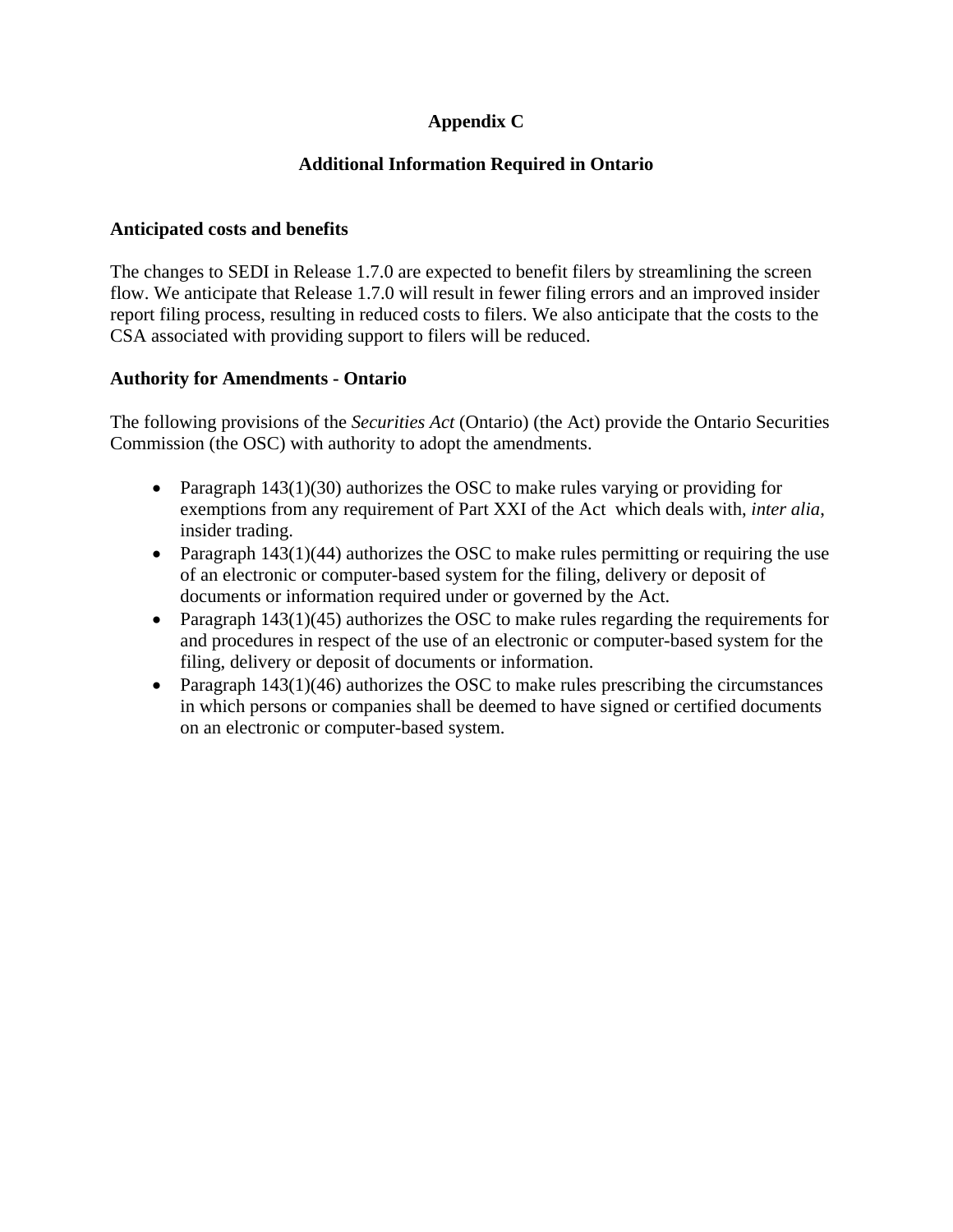# Appendix C

## Additional Information Required in Ontario

### Anticipated costs and benefits

The changes to SEDI in Release 1.7.0 are expected to benefit filers by streamlining the screen flow. We anticipate that Release 1.7.0 will result in fewer filing errors and an improved insider report filing process, resulting in reduced costs to filers. We also anticipate that the costs to the CSA associated with providing support to filers will be reduced.

### Authority for Amendments - Ontario

The following provisions of the *Securities Act* (Ontario) (the Act) provide the Ontario Securities Commission (the OSC) with authority to adopt the amendments.

- Paragraph 143(1)(30) authorizes the OSC to make rules varying or providing for exemptions from any requirement of Part XXI of the Act which deals with, *inter alia*, insider trading.
- Paragraph 143(1)(44) authorizes the OSC to make rules permitting or requiring the use of an electronic or computer-based system for the filing, delivery or deposit of documents or information required under or governed by the Act.
- Paragraph 143(1)(45) authorizes the OSC to make rules regarding the requirements for and procedures in respect of the use of an electronic or computer-based system for the filing, delivery or deposit of documents or information.
- Paragraph 143(1)(46) authorizes the OSC to make rules prescribing the circumstances in which persons or companies shall be deemed to have signed or certified documents on an electronic or computer-based system.